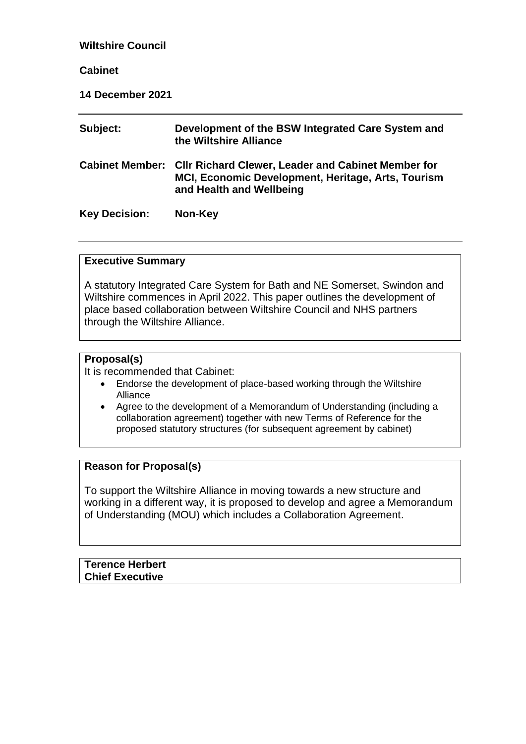**Wiltshire Council**

**Cabinet**

**14 December 2021**

| | |
|---|---|
| **Subject:** | **Development of the BSW Integrated Care System and the Wiltshire Alliance** |
| **Cabinet Member:** | **Cllr Richard Clewer, Leader and Cabinet Member for MCI, Economic Development, Heritage, Arts, Tourism and Health and Wellbeing** |
| **Key Decision:** | **Non-Key** |

**Executive Summary**

A statutory Integrated Care System for Bath and NE Somerset, Swindon and Wiltshire commences in April 2022. This paper outlines the development of place based collaboration between Wiltshire Council and NHS partners through the Wiltshire Alliance.

**Proposal(s)**

It is recommended that Cabinet:

- Endorse the development of place-based working through the Wiltshire Alliance
- Agree to the development of a Memorandum of Understanding (including a collaboration agreement) together with new Terms of Reference for the proposed statutory structures (for subsequent agreement by cabinet)

**Reason for Proposal(s)**

To support the Wiltshire Alliance in moving towards a new structure and working in a different way, it is proposed to develop and agree a Memorandum of Understanding (MOU) which includes a Collaboration Agreement.

**Terence Herbert**
**Chief Executive**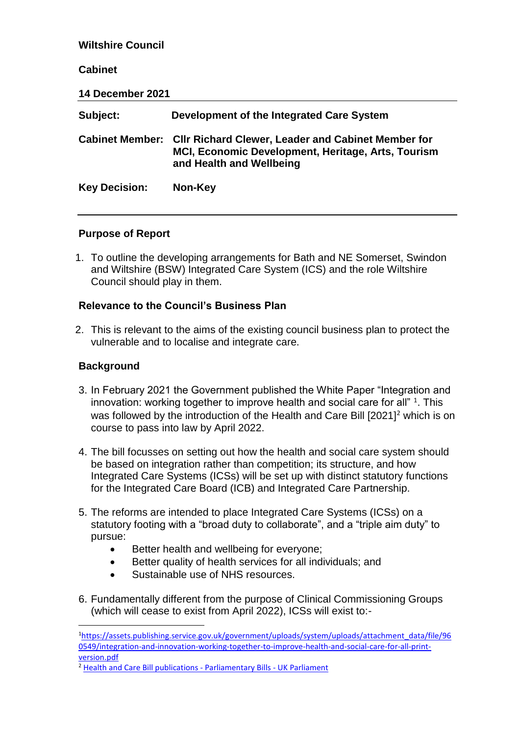**Wiltshire Council**

**Cabinet**

**14 December 2021**

| | |
|---|---|
| **Subject:** | **Development of the Integrated Care System** |
| **Cabinet Member:** | **Cllr Richard Clewer, Leader and Cabinet Member for MCI, Economic Development, Heritage, Arts, Tourism and Health and Wellbeing** |
| **Key Decision:** | **Non-Key** |

## Purpose of Report

1. To outline the developing arrangements for Bath and NE Somerset, Swindon and Wiltshire (BSW) Integrated Care System (ICS) and the role Wiltshire Council should play in them.

## Relevance to the Council's Business Plan

2. This is relevant to the aims of the existing council business plan to protect the vulnerable and to localise and integrate care.

## Background

3. In February 2021 the Government published the White Paper "Integration and innovation: working together to improve health and social care for all" [1]. This was followed by the introduction of the Health and Care Bill [2021][2] which is on course to pass into law by April 2022.

4. The bill focusses on setting out how the health and social care system should be based on integration rather than competition; its structure, and how Integrated Care Systems (ICSs) will be set up with distinct statutory functions for the Integrated Care Board (ICB) and Integrated Care Partnership.

5. The reforms are intended to place Integrated Care Systems (ICSs) on a statutory footing with a "broad duty to collaborate", and a "triple aim duty" to pursue:
   - Better health and wellbeing for everyone;
   - Better quality of health services for all individuals; and
   - Sustainable use of NHS resources.

6. Fundamentally different from the purpose of Clinical Commissioning Groups (which will cease to exist from April 2022), ICSs will exist to:-

---

[1] https://assets.publishing.service.gov.uk/government/uploads/system/uploads/attachment_data/file/960549/integration-and-innovation-working-together-to-improve-health-and-social-care-for-all-print-version.pdf

[2] Health and Care Bill publications - Parliamentary Bills - UK Parliament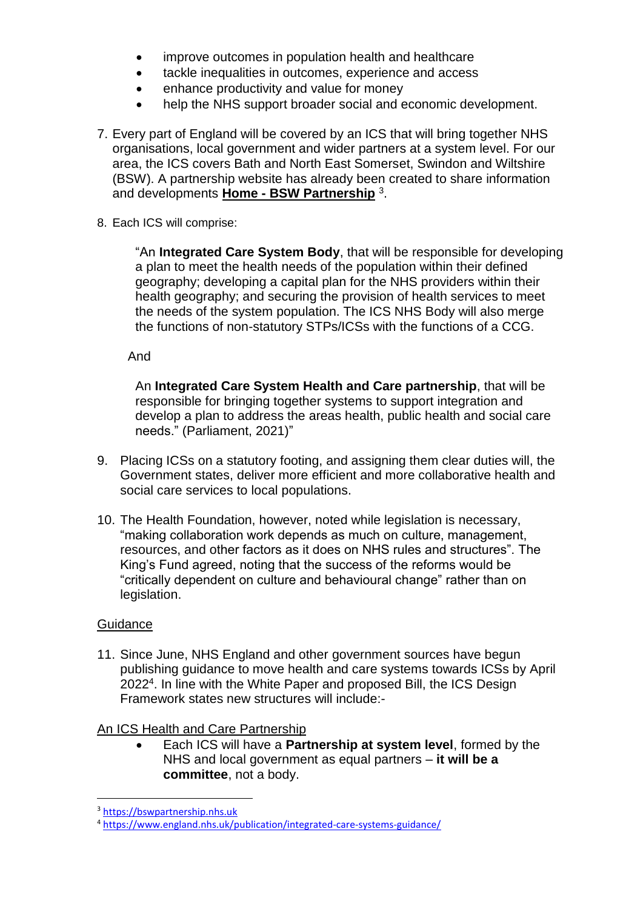- improve outcomes in population health and healthcare
- tackle inequalities in outcomes, experience and access
- enhance productivity and value for money
- help the NHS support broader social and economic development.

7. Every part of England will be covered by an ICS that will bring together NHS organisations, local government and wider partners at a system level. For our area, the ICS covers Bath and North East Somerset, Swindon and Wiltshire (BSW). A partnership website has already been created to share information and developments **Home - BSW Partnership** [3].

8. Each ICS will comprise:

   "An **Integrated Care System Body**, that will be responsible for developing a plan to meet the health needs of the population within their defined geography; developing a capital plan for the NHS providers within their health geography; and securing the provision of health services to meet the needs of the system population. The ICS NHS Body will also merge the functions of non-statutory STPs/ICSs with the functions of a CCG.

   And

   An **Integrated Care System Health and Care partnership**, that will be responsible for bringing together systems to support integration and develop a plan to address the areas health, public health and social care needs." (Parliament, 2021)"

9. Placing ICSs on a statutory footing, and assigning them clear duties will, the Government states, deliver more efficient and more collaborative health and social care services to local populations.

10. The Health Foundation, however, noted while legislation is necessary, "making collaboration work depends as much on culture, management, resources, and other factors as it does on NHS rules and structures". The King's Fund agreed, noting that the success of the reforms would be "critically dependent on culture and behavioural change" rather than on legislation.

Guidance

11. Since June, NHS England and other government sources have begun publishing guidance to move health and care systems towards ICSs by April 2022[4]. In line with the White Paper and proposed Bill, the ICS Design Framework states new structures will include:-

An ICS Health and Care Partnership

- Each ICS will have a **Partnership at system level**, formed by the NHS and local government as equal partners – **it will be a committee**, not a body.

[3] https://bswpartnership.nhs.uk

[4] https://www.england.nhs.uk/publication/integrated-care-systems-guidance/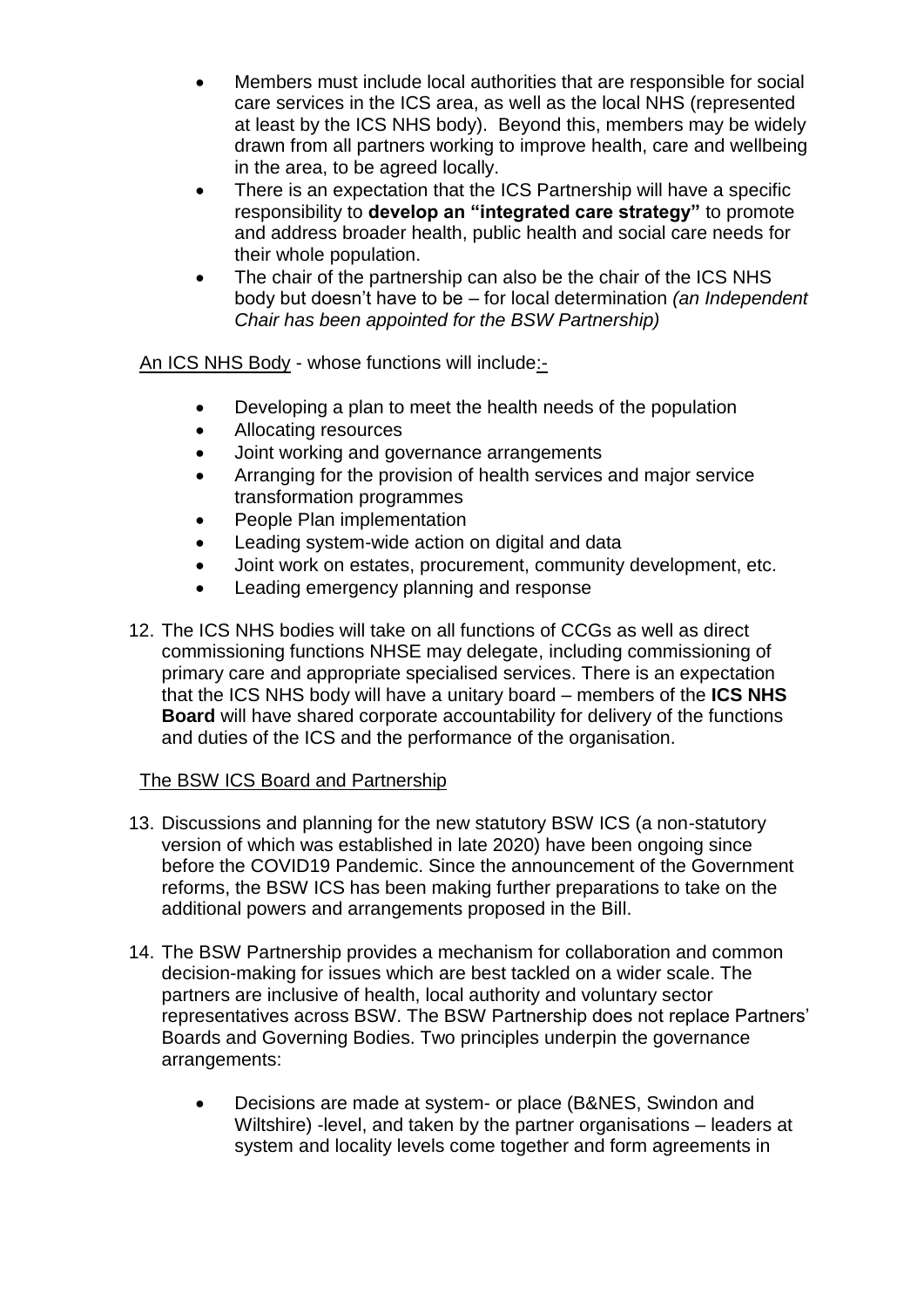- Members must include local authorities that are responsible for social care services in the ICS area, as well as the local NHS (represented at least by the ICS NHS body). Beyond this, members may be widely drawn from all partners working to improve health, care and wellbeing in the area, to be agreed locally.
- There is an expectation that the ICS Partnership will have a specific responsibility to **develop an "integrated care strategy"** to promote and address broader health, public health and social care needs for their whole population.
- The chair of the partnership can also be the chair of the ICS NHS body but doesn't have to be – for local determination *(an Independent Chair has been appointed for the BSW Partnership)*

An ICS NHS Body - whose functions will include:-

- Developing a plan to meet the health needs of the population
- Allocating resources
- Joint working and governance arrangements
- Arranging for the provision of health services and major service transformation programmes
- People Plan implementation
- Leading system-wide action on digital and data
- Joint work on estates, procurement, community development, etc.
- Leading emergency planning and response

12. The ICS NHS bodies will take on all functions of CCGs as well as direct commissioning functions NHSE may delegate, including commissioning of primary care and appropriate specialised services. There is an expectation that the ICS NHS body will have a unitary board – members of the **ICS NHS Board** will have shared corporate accountability for delivery of the functions and duties of the ICS and the performance of the organisation.

The BSW ICS Board and Partnership

13. Discussions and planning for the new statutory BSW ICS (a non-statutory version of which was established in late 2020) have been ongoing since before the COVID19 Pandemic. Since the announcement of the Government reforms, the BSW ICS has been making further preparations to take on the additional powers and arrangements proposed in the Bill.

14. The BSW Partnership provides a mechanism for collaboration and common decision-making for issues which are best tackled on a wider scale. The partners are inclusive of health, local authority and voluntary sector representatives across BSW. The BSW Partnership does not replace Partners' Boards and Governing Bodies. Two principles underpin the governance arrangements:

    - Decisions are made at system- or place (B&NES, Swindon and Wiltshire) -level, and taken by the partner organisations – leaders at system and locality levels come together and form agreements in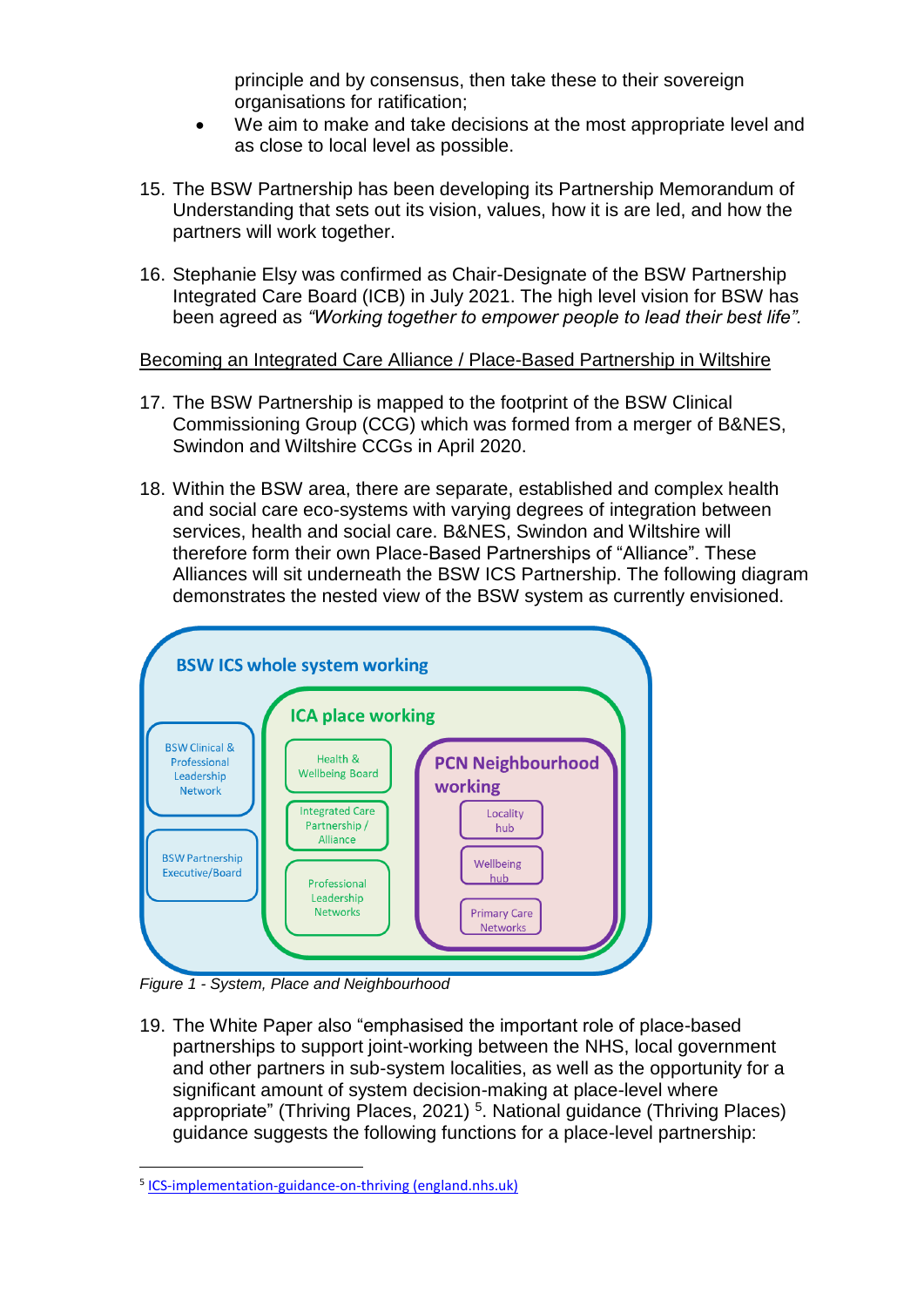principle and by consensus, then take these to their sovereign organisations for ratification;

- We aim to make and take decisions at the most appropriate level and as close to local level as possible.

15. The BSW Partnership has been developing its Partnership Memorandum of Understanding that sets out its vision, values, how it is are led, and how the partners will work together.

16. Stephanie Elsy was confirmed as Chair-Designate of the BSW Partnership Integrated Care Board (ICB) in July 2021. The high level vision for BSW has been agreed as *"Working together to empower people to lead their best life"*.

<u>Becoming an Integrated Care Alliance / Place-Based Partnership in Wiltshire</u>

17. The BSW Partnership is mapped to the footprint of the BSW Clinical Commissioning Group (CCG) which was formed from a merger of B&NES, Swindon and Wiltshire CCGs in April 2020.

18. Within the BSW area, there are separate, established and complex health and social care eco-systems with varying degrees of integration between services, health and social care. B&NES, Swindon and Wiltshire will therefore form their own Place-Based Partnerships of "Alliance". These Alliances will sit underneath the BSW ICS Partnership. The following diagram demonstrates the nested view of the BSW system as currently envisioned.

BSW ICS whole system working

- BSW Clinical & Professional Leadership Network
- BSW Partnership Executive/Board

ICA place working

- Health & Wellbeing Board
- Integrated Care Partnership / Alliance
- Professional Leadership Networks

PCN Neighbourhood working

- Locality hub
- Wellbeing hub
- Primary Care Networks

*Figure 1 - System, Place and Neighbourhood*

19. The White Paper also "emphasised the important role of place-based partnerships to support joint-working between the NHS, local government and other partners in sub-system localities, as well as the opportunity for a significant amount of system decision-making at place-level where appropriate" (Thriving Places, 2021) [5]. National guidance (Thriving Places) guidance suggests the following functions for a place-level partnership:

[5] ICS-implementation-guidance-on-thriving (england.nhs.uk)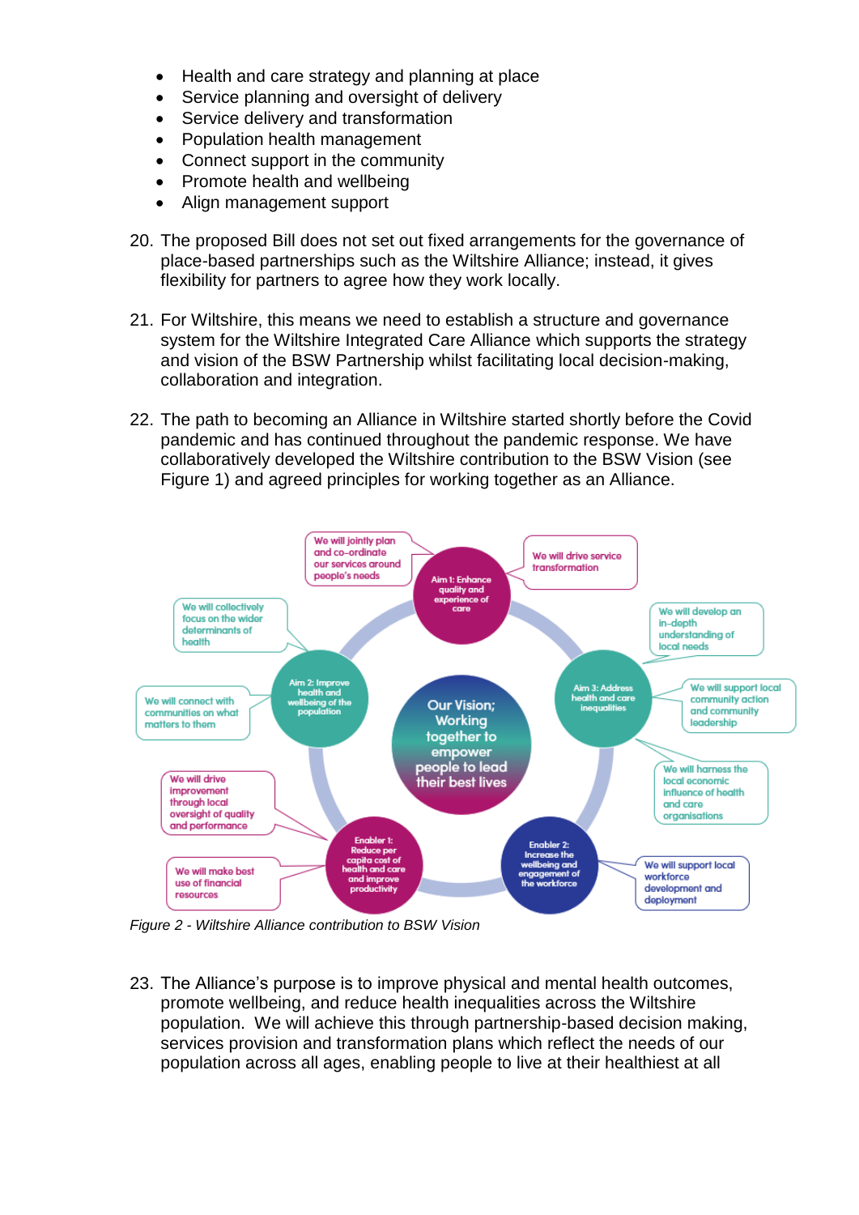- Health and care strategy and planning at place
- Service planning and oversight of delivery
- Service delivery and transformation
- Population health management
- Connect support in the community
- Promote health and wellbeing
- Align management support

20. The proposed Bill does not set out fixed arrangements for the governance of place-based partnerships such as the Wiltshire Alliance; instead, it gives flexibility for partners to agree how they work locally.

21. For Wiltshire, this means we need to establish a structure and governance system for the Wiltshire Integrated Care Alliance which supports the strategy and vision of the BSW Partnership whilst facilitating local decision-making, collaboration and integration.

22. The path to becoming an Alliance in Wiltshire started shortly before the Covid pandemic and has continued throughout the pandemic response. We have collaboratively developed the Wiltshire contribution to the BSW Vision (see Figure 1) and agreed principles for working together as an Alliance.

Our Vision; Working together to empower people to lead their best lives

- Aim 1: Enhance quality and experience of care
  - We will jointly plan and co-ordinate our services around people's needs
  - We will drive service transformation
- Aim 2: Improve health and wellbeing of the population
  - We will collectively focus on the wider determinants of health
  - We will connect with communities on what matters to them
- Aim 3: Address health and care inequalities
  - We will develop an in-depth understanding of local needs
  - We will support local community action and community leadership
  - We will harness the local economic influence of health and care organisations
- Enabler 1: Reduce per capita cost of health and care and improve productivity
  - We will drive improvement through local oversight of quality and performance
  - We will make best use of financial resources
- Enabler 2: Increase the wellbeing and engagement of the workforce
  - We will support local workforce development and deployment

*Figure 2 - Wiltshire Alliance contribution to BSW Vision*

23. The Alliance's purpose is to improve physical and mental health outcomes, promote wellbeing, and reduce health inequalities across the Wiltshire population. We will achieve this through partnership-based decision making, services provision and transformation plans which reflect the needs of our population across all ages, enabling people to live at their healthiest at all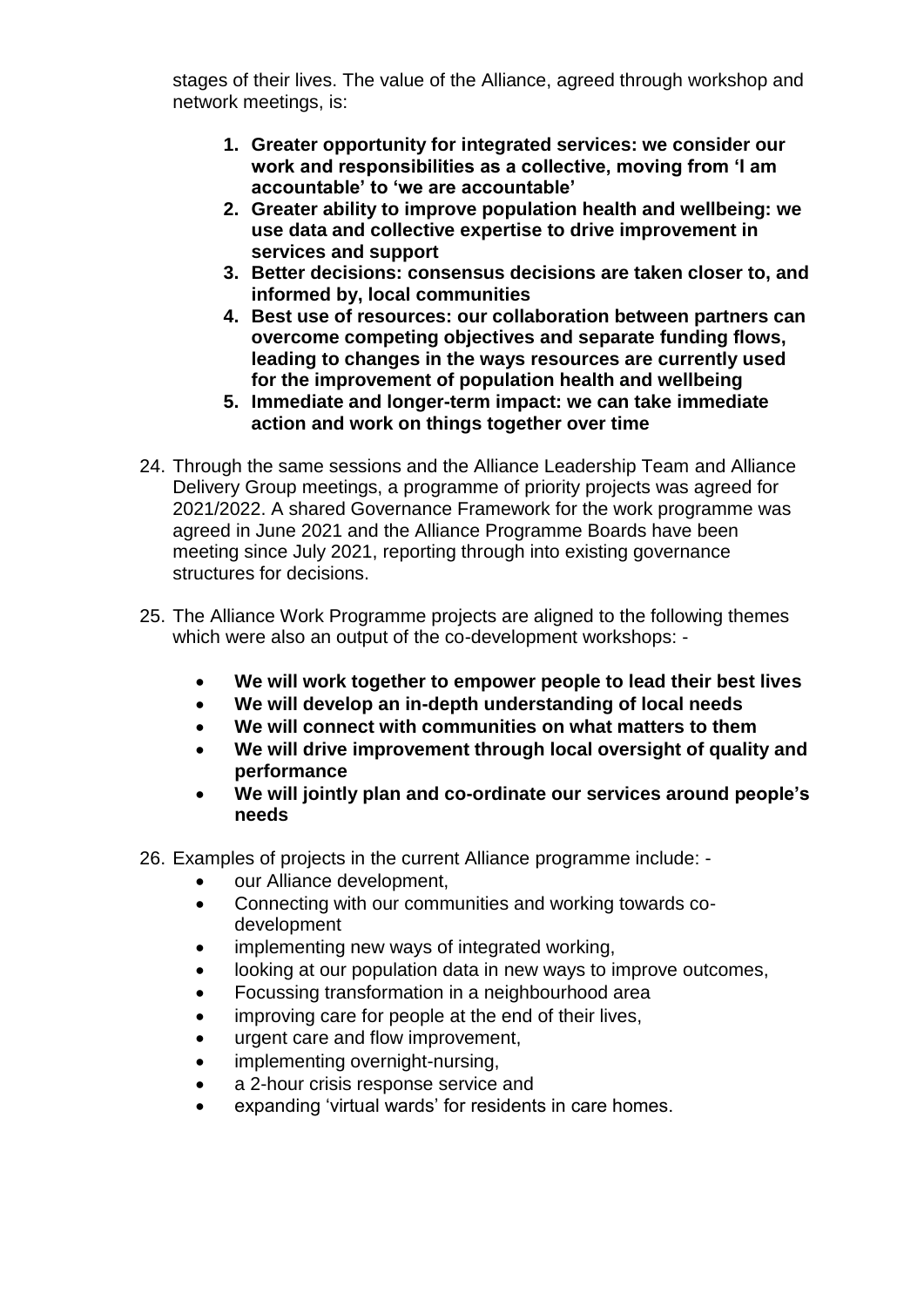stages of their lives. The value of the Alliance, agreed through workshop and network meetings, is:

1. **Greater opportunity for integrated services: we consider our work and responsibilities as a collective, moving from 'I am accountable' to 'we are accountable'**
2. **Greater ability to improve population health and wellbeing: we use data and collective expertise to drive improvement in services and support**
3. **Better decisions: consensus decisions are taken closer to, and informed by, local communities**
4. **Best use of resources: our collaboration between partners can overcome competing objectives and separate funding flows, leading to changes in the ways resources are currently used for the improvement of population health and wellbeing**
5. **Immediate and longer-term impact: we can take immediate action and work on things together over time**

24. Through the same sessions and the Alliance Leadership Team and Alliance Delivery Group meetings, a programme of priority projects was agreed for 2021/2022. A shared Governance Framework for the work programme was agreed in June 2021 and the Alliance Programme Boards have been meeting since July 2021, reporting through into existing governance structures for decisions.

25. The Alliance Work Programme projects are aligned to the following themes which were also an output of the co-development workshops: -

    - **We will work together to empower people to lead their best lives**
    - **We will develop an in-depth understanding of local needs**
    - **We will connect with communities on what matters to them**
    - **We will drive improvement through local oversight of quality and performance**
    - **We will jointly plan and co-ordinate our services around people's needs**

26. Examples of projects in the current Alliance programme include: -
    - our Alliance development,
    - Connecting with our communities and working towards co-development
    - implementing new ways of integrated working,
    - looking at our population data in new ways to improve outcomes,
    - Focussing transformation in a neighbourhood area
    - improving care for people at the end of their lives,
    - urgent care and flow improvement,
    - implementing overnight-nursing,
    - a 2-hour crisis response service and
    - expanding 'virtual wards' for residents in care homes.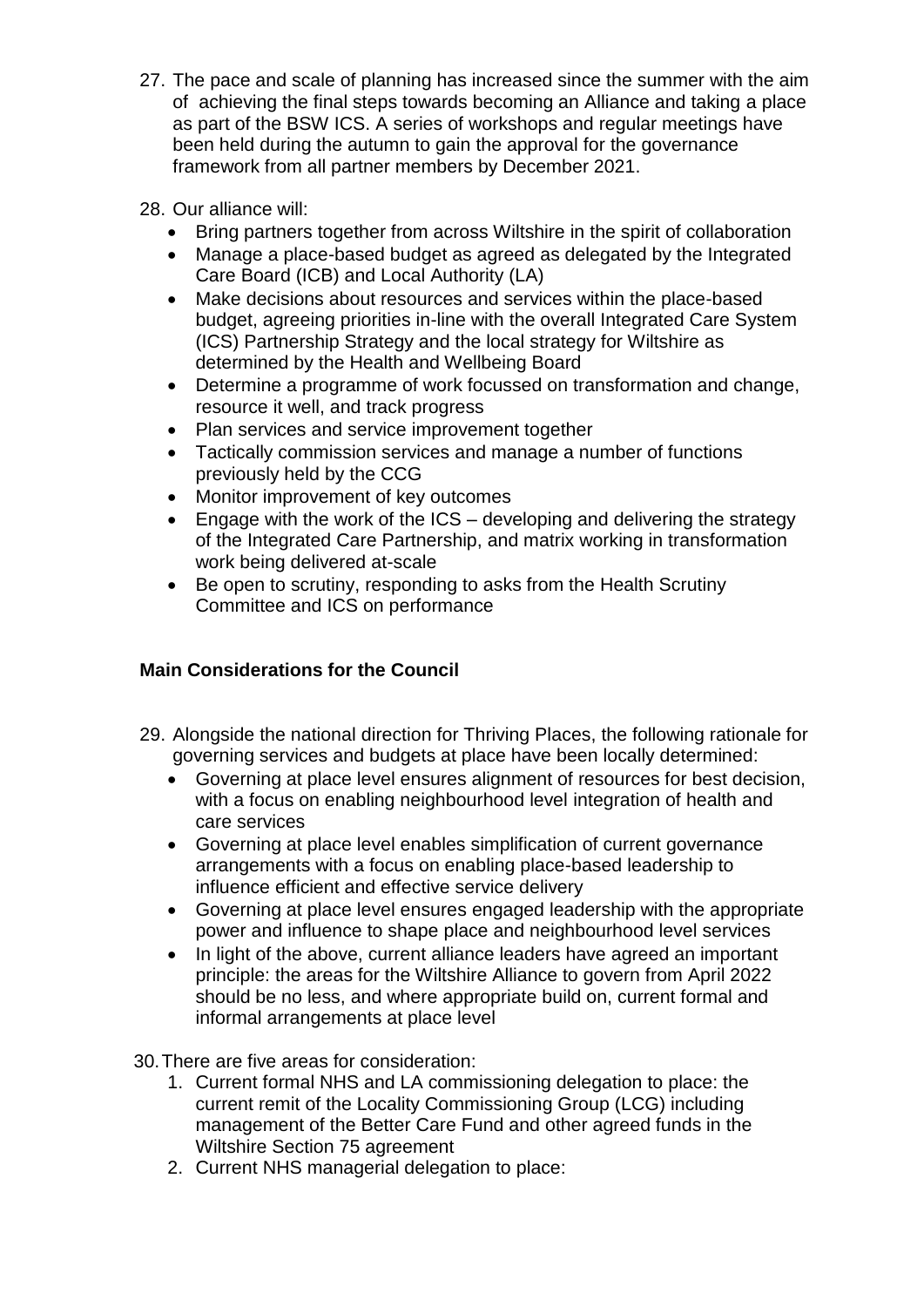27. The pace and scale of planning has increased since the summer with the aim of achieving the final steps towards becoming an Alliance and taking a place as part of the BSW ICS. A series of workshops and regular meetings have been held during the autumn to gain the approval for the governance framework from all partner members by December 2021.

28. Our alliance will:
    - Bring partners together from across Wiltshire in the spirit of collaboration
    - Manage a place-based budget as agreed as delegated by the Integrated Care Board (ICB) and Local Authority (LA)
    - Make decisions about resources and services within the place-based budget, agreeing priorities in-line with the overall Integrated Care System (ICS) Partnership Strategy and the local strategy for Wiltshire as determined by the Health and Wellbeing Board
    - Determine a programme of work focussed on transformation and change, resource it well, and track progress
    - Plan services and service improvement together
    - Tactically commission services and manage a number of functions previously held by the CCG
    - Monitor improvement of key outcomes
    - Engage with the work of the ICS – developing and delivering the strategy of the Integrated Care Partnership, and matrix working in transformation work being delivered at-scale
    - Be open to scrutiny, responding to asks from the Health Scrutiny Committee and ICS on performance

## Main Considerations for the Council

29. Alongside the national direction for Thriving Places, the following rationale for governing services and budgets at place have been locally determined:
    - Governing at place level ensures alignment of resources for best decision, with a focus on enabling neighbourhood level integration of health and care services
    - Governing at place level enables simplification of current governance arrangements with a focus on enabling place-based leadership to influence efficient and effective service delivery
    - Governing at place level ensures engaged leadership with the appropriate power and influence to shape place and neighbourhood level services
    - In light of the above, current alliance leaders have agreed an important principle: the areas for the Wiltshire Alliance to govern from April 2022 should be no less, and where appropriate build on, current formal and informal arrangements at place level

30. There are five areas for consideration:
    1. Current formal NHS and LA commissioning delegation to place: the current remit of the Locality Commissioning Group (LCG) including management of the Better Care Fund and other agreed funds in the Wiltshire Section 75 agreement
    2. Current NHS managerial delegation to place: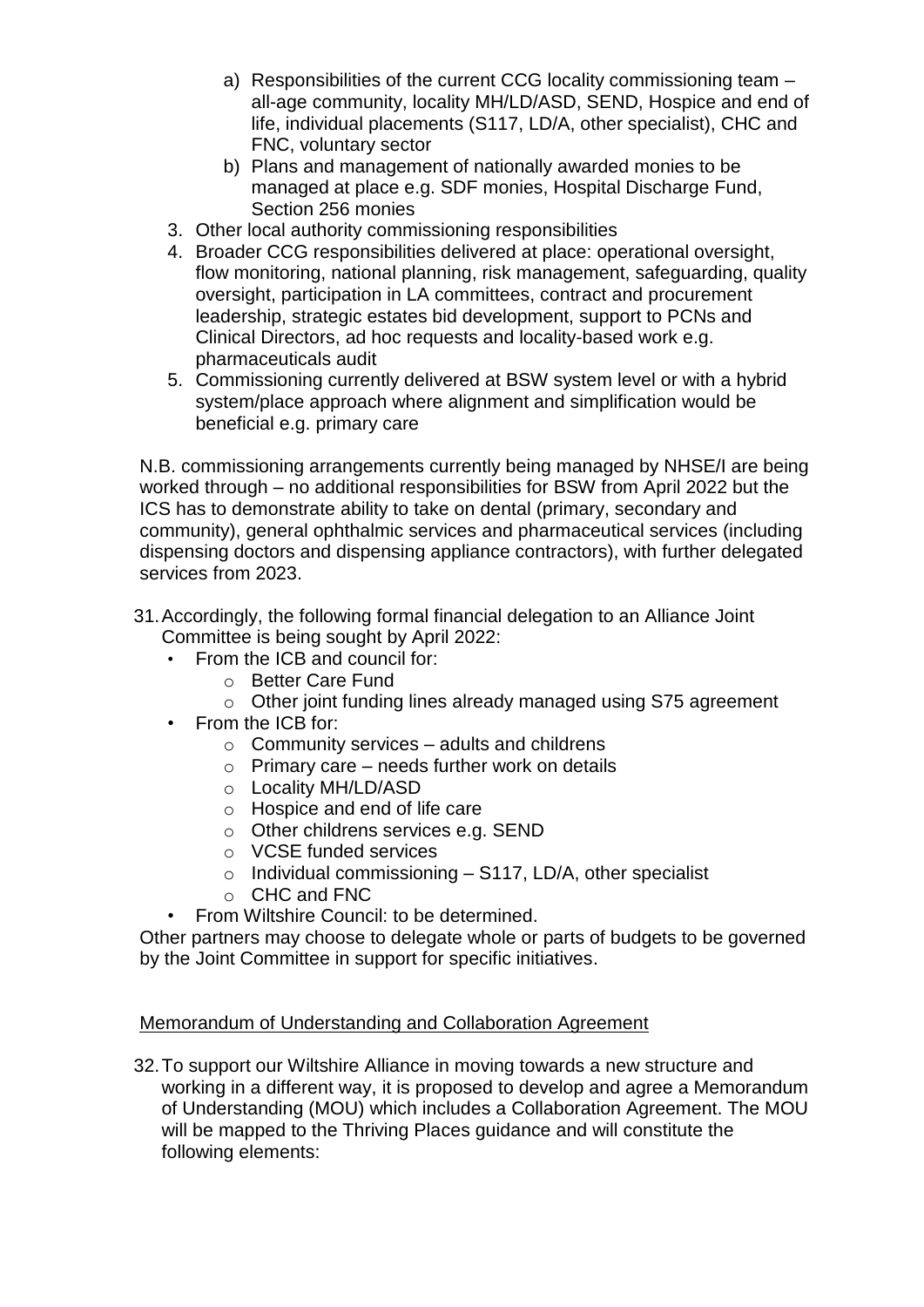a) Responsibilities of the current CCG locality commissioning team – all-age community, locality MH/LD/ASD, SEND, Hospice and end of life, individual placements (S117, LD/A, other specialist), CHC and FNC, voluntary sector
b) Plans and management of nationally awarded monies to be managed at place e.g. SDF monies, Hospital Discharge Fund, Section 256 monies

3. Other local authority commissioning responsibilities
4. Broader CCG responsibilities delivered at place: operational oversight, flow monitoring, national planning, risk management, safeguarding, quality oversight, participation in LA committees, contract and procurement leadership, strategic estates bid development, support to PCNs and Clinical Directors, ad hoc requests and locality-based work e.g. pharmaceuticals audit
5. Commissioning currently delivered at BSW system level or with a hybrid system/place approach where alignment and simplification would be beneficial e.g. primary care

N.B. commissioning arrangements currently being managed by NHSE/I are being worked through – no additional responsibilities for BSW from April 2022 but the ICS has to demonstrate ability to take on dental (primary, secondary and community), general ophthalmic services and pharmaceutical services (including dispensing doctors and dispensing appliance contractors), with further delegated services from 2023.

31. Accordingly, the following formal financial delegation to an Alliance Joint Committee is being sought by April 2022:
    - From the ICB and council for:
        - Better Care Fund
        - Other joint funding lines already managed using S75 agreement
    - From the ICB for:
        - Community services – adults and childrens
        - Primary care – needs further work on details
        - Locality MH/LD/ASD
        - Hospice and end of life care
        - Other childrens services e.g. SEND
        - VCSE funded services
        - Individual commissioning – S117, LD/A, other specialist
        - CHC and FNC
    - From Wiltshire Council: to be determined.

    Other partners may choose to delegate whole or parts of budgets to be governed by the Joint Committee in support for specific initiatives.

Memorandum of Understanding and Collaboration Agreement

32. To support our Wiltshire Alliance in moving towards a new structure and working in a different way, it is proposed to develop and agree a Memorandum of Understanding (MOU) which includes a Collaboration Agreement. The MOU will be mapped to the Thriving Places guidance and will constitute the following elements: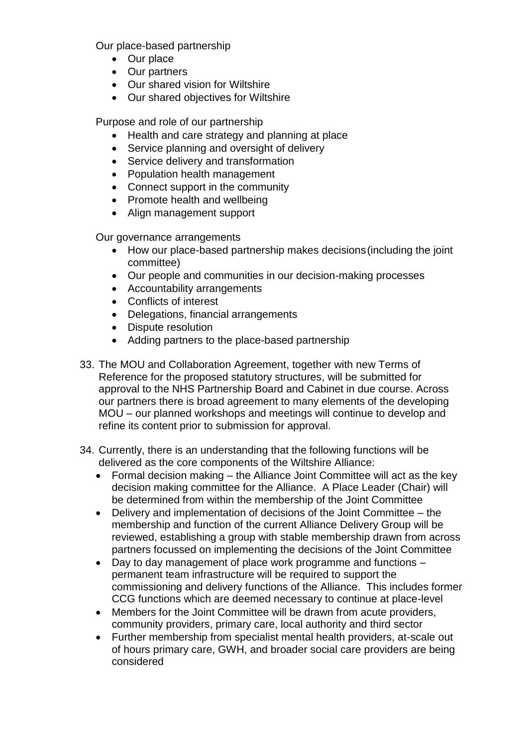Our place-based partnership

- Our place
- Our partners
- Our shared vision for Wiltshire
- Our shared objectives for Wiltshire

Purpose and role of our partnership

- Health and care strategy and planning at place
- Service planning and oversight of delivery
- Service delivery and transformation
- Population health management
- Connect support in the community
- Promote health and wellbeing
- Align management support

Our governance arrangements

- How our place-based partnership makes decisions (including the joint committee)
- Our people and communities in our decision-making processes
- Accountability arrangements
- Conflicts of interest
- Delegations, financial arrangements
- Dispute resolution
- Adding partners to the place-based partnership

33. The MOU and Collaboration Agreement, together with new Terms of Reference for the proposed statutory structures, will be submitted for approval to the NHS Partnership Board and Cabinet in due course. Across our partners there is broad agreement to many elements of the developing MOU – our planned workshops and meetings will continue to develop and refine its content prior to submission for approval.

34. Currently, there is an understanding that the following functions will be delivered as the core components of the Wiltshire Alliance:
    - Formal decision making – the Alliance Joint Committee will act as the key decision making committee for the Alliance. A Place Leader (Chair) will be determined from within the membership of the Joint Committee
    - Delivery and implementation of decisions of the Joint Committee – the membership and function of the current Alliance Delivery Group will be reviewed, establishing a group with stable membership drawn from across partners focussed on implementing the decisions of the Joint Committee
    - Day to day management of place work programme and functions – permanent team infrastructure will be required to support the commissioning and delivery functions of the Alliance. This includes former CCG functions which are deemed necessary to continue at place-level
    - Members for the Joint Committee will be drawn from acute providers, community providers, primary care, local authority and third sector
    - Further membership from specialist mental health providers, at-scale out of hours primary care, GWH, and broader social care providers are being considered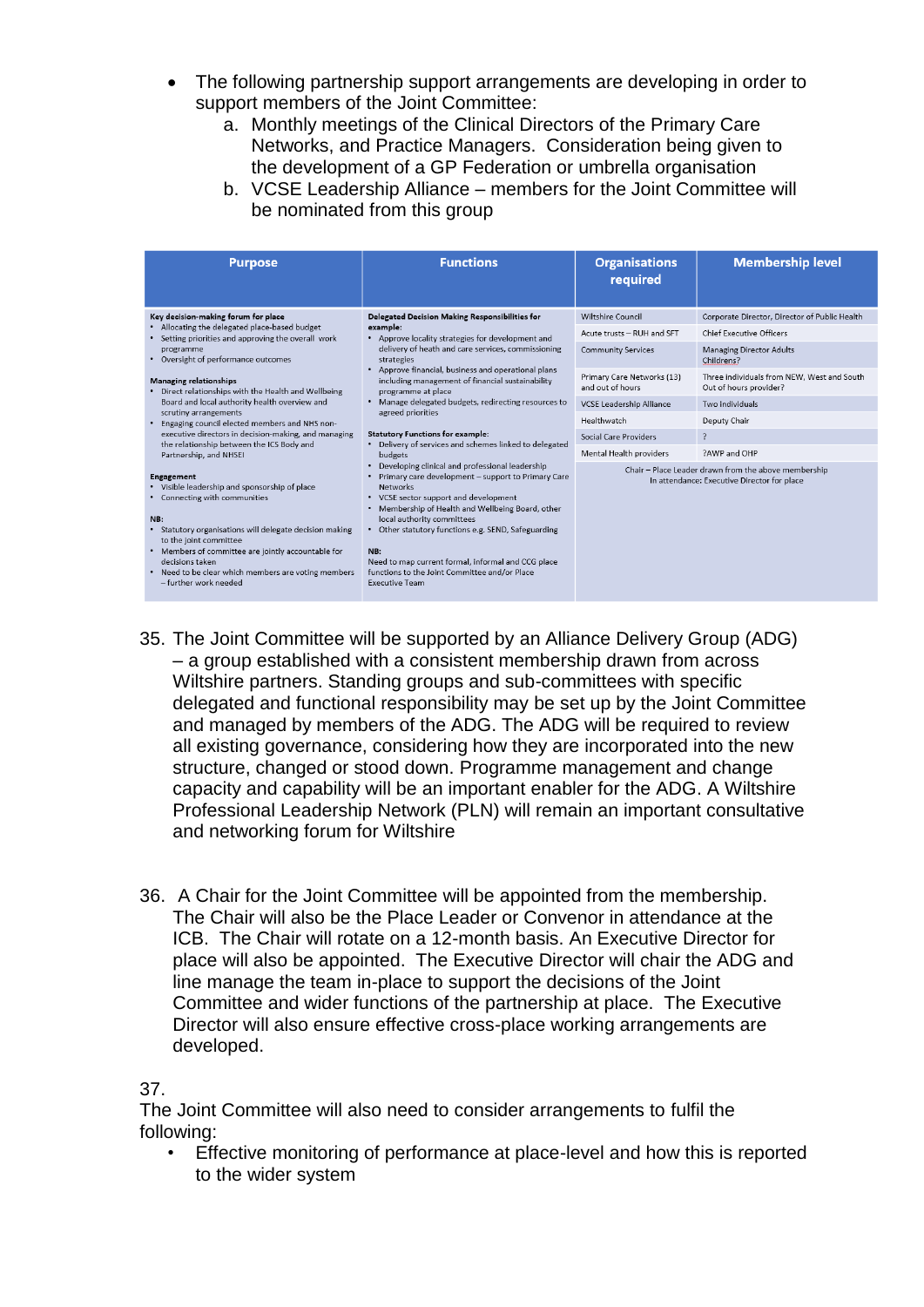- The following partnership support arrangements are developing in order to support members of the Joint Committee:
    a. Monthly meetings of the Clinical Directors of the Primary Care Networks, and Practice Managers. Consideration being given to the development of a GP Federation or umbrella organisation
    b. VCSE Leadership Alliance – members for the Joint Committee will be nominated from this group

| Purpose | Functions | Organisations required | Membership level |
|---|---|---|---|
| **Key decision-making forum for place**<br>• Allocating the delegated place-based budget<br>• Setting priorities and approving the overall work programme<br>• Oversight of performance outcomes<br><br>**Managing relationships**<br>• Direct relationships with the Health and Wellbeing Board and local authority health overview and scrutiny arrangements<br>• Engaging council elected members and NHS non-executive directors in decision-making, and managing the relationship between the ICS Body and the Partnership, and NHSEI<br><br>**Engagement**<br>• Visible leadership and sponsorship of place<br>• Connecting with communities<br><br>**NB:**<br>• Statutory organisations will delegate decision making to the joint committee<br>• Members of committee are jointly accountable for decisions taken<br>• Need to be clear which members are voting members – further work needed | **Delegated Decision Making Responsibilities for example:**<br>• Approve locality strategies for development and delivery of heath and care services, commissioning strategies<br>• Approve financial, business and operational plans including management of financial sustainability programme at place<br>• Manage delegated budgets, redirecting resources to agreed priorities<br><br>**Statutory Functions for example:**<br>• Delivery of services and schemes linked to delegated budgets<br>• Developing clinical and professional leadership<br>• Primary care development – support to Primary Care Networks<br>• VCSE sector support and development<br>• Membership of Health and Wellbeing Board, other local authority committees<br>• Other statutory functions e.g. SEND, Safeguarding<br><br>**NB:**<br>Need to map current formal, informal and CCG place functions to the Joint Committee and/or Place Executive Team | Wiltshire Council | Corporate Director, Director of Public Health |
| | | Acute trusts – RUH and SFT | Chief Executive Officers |
| | | Community Services | Managing Director Adults Childrens? |
| | | Primary Care Networks (13) and out of hours | Three individuals from NEW, West and South Out of hours provider? |
| | | VCSE Leadership Alliance | Two individuals |
| | | Healthwatch | Deputy Chair |
| | | Social Care Providers | ? |
| | | Mental Health providers | ?AWP and OHP |
| | | Chair – Place Leader drawn from the above membership<br>In attendance: Executive Director for place | |

35. The Joint Committee will be supported by an Alliance Delivery Group (ADG) – a group established with a consistent membership drawn from across Wiltshire partners. Standing groups and sub-committees with specific delegated and functional responsibility may be set up by the Joint Committee and managed by members of the ADG. The ADG will be required to review all existing governance, considering how they are incorporated into the new structure, changed or stood down. Programme management and change capacity and capability will be an important enabler for the ADG. A Wiltshire Professional Leadership Network (PLN) will remain an important consultative and networking forum for Wiltshire

36. A Chair for the Joint Committee will be appointed from the membership. The Chair will also be the Place Leader or Convenor in attendance at the ICB. The Chair will rotate on a 12-month basis. An Executive Director for place will also be appointed. The Executive Director will chair the ADG and line manage the team in-place to support the decisions of the Joint Committee and wider functions of the partnership at place. The Executive Director will also ensure effective cross-place working arrangements are developed.

37.
The Joint Committee will also need to consider arrangements to fulfil the following:

- Effective monitoring of performance at place-level and how this is reported to the wider system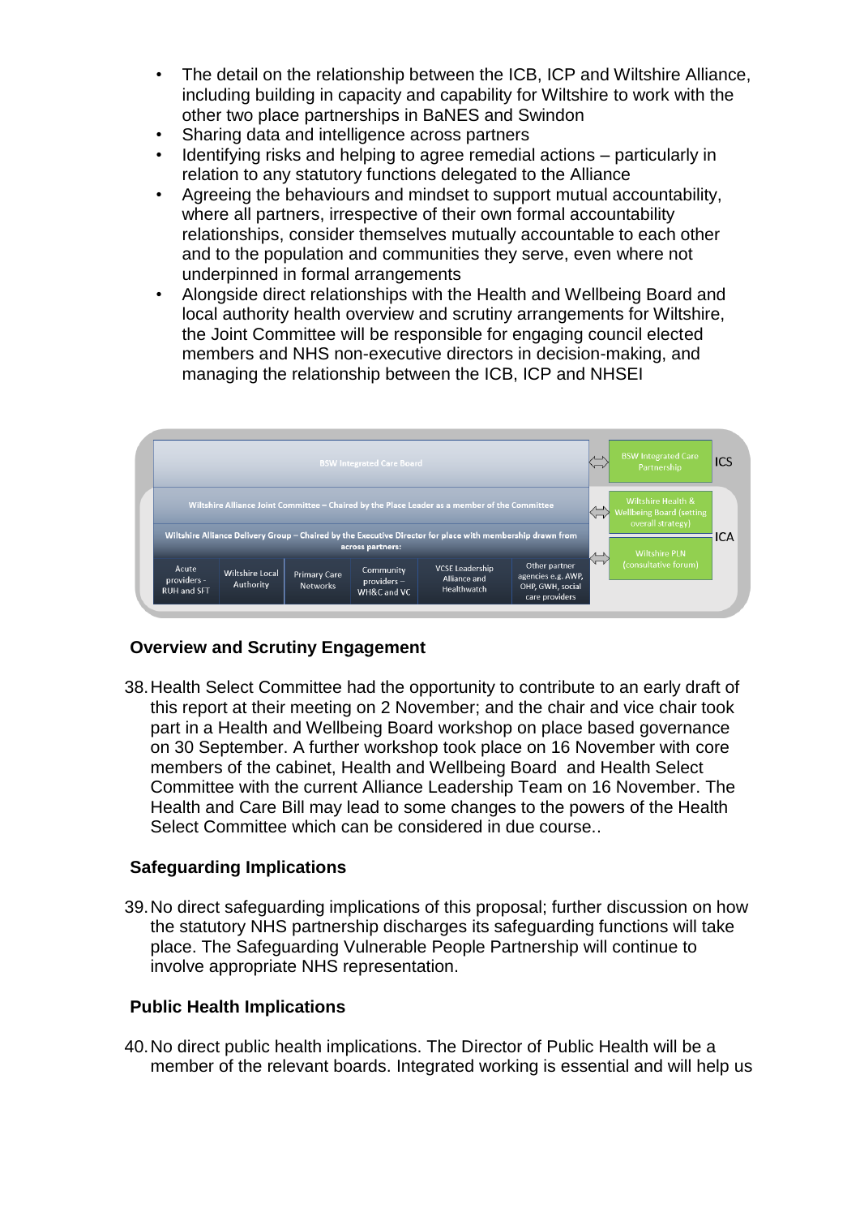- The detail on the relationship between the ICB, ICP and Wiltshire Alliance, including building in capacity and capability for Wiltshire to work with the other two place partnerships in BaNES and Swindon
- Sharing data and intelligence across partners
- Identifying risks and helping to agree remedial actions – particularly in relation to any statutory functions delegated to the Alliance
- Agreeing the behaviours and mindset to support mutual accountability, where all partners, irrespective of their own formal accountability relationships, consider themselves mutually accountable to each other and to the population and communities they serve, even where not underpinned in formal arrangements
- Alongside direct relationships with the Health and Wellbeing Board and local authority health overview and scrutiny arrangements for Wiltshire, the Joint Committee will be responsible for engaging council elected members and NHS non-executive directors in decision-making, and managing the relationship between the ICB, ICP and NHSEI

BSW Integrated Care Board ⇔ BSW Integrated Care Partnership (ICS)

Wiltshire Alliance Joint Committee – Chaired by the Place Leader as a member of the Committee ⇔ Wiltshire Health & Wellbeing Board (setting overall strategy)

Wiltshire Alliance Delivery Group – Chaired by the Executive Director for place with membership drawn from across partners: ⇔ Wiltshire PLN (consultative forum) (ICA)

| Acute providers - RUH and SFT | Wiltshire Local Authority | Primary Care Networks | Community providers – WH&C and VC | VCSE Leadership Alliance and Healthwatch | Other partner agencies e.g. AWP, OHP, GWH, social care providers |
|---|---|---|---|---|---|

## Overview and Scrutiny Engagement

38. Health Select Committee had the opportunity to contribute to an early draft of this report at their meeting on 2 November; and the chair and vice chair took part in a Health and Wellbeing Board workshop on place based governance on 30 September. A further workshop took place on 16 November with core members of the cabinet, Health and Wellbeing Board and Health Select Committee with the current Alliance Leadership Team on 16 November. The Health and Care Bill may lead to some changes to the powers of the Health Select Committee which can be considered in due course..

## Safeguarding Implications

39. No direct safeguarding implications of this proposal; further discussion on how the statutory NHS partnership discharges its safeguarding functions will take place. The Safeguarding Vulnerable People Partnership will continue to involve appropriate NHS representation.

## Public Health Implications

40. No direct public health implications. The Director of Public Health will be a member of the relevant boards. Integrated working is essential and will help us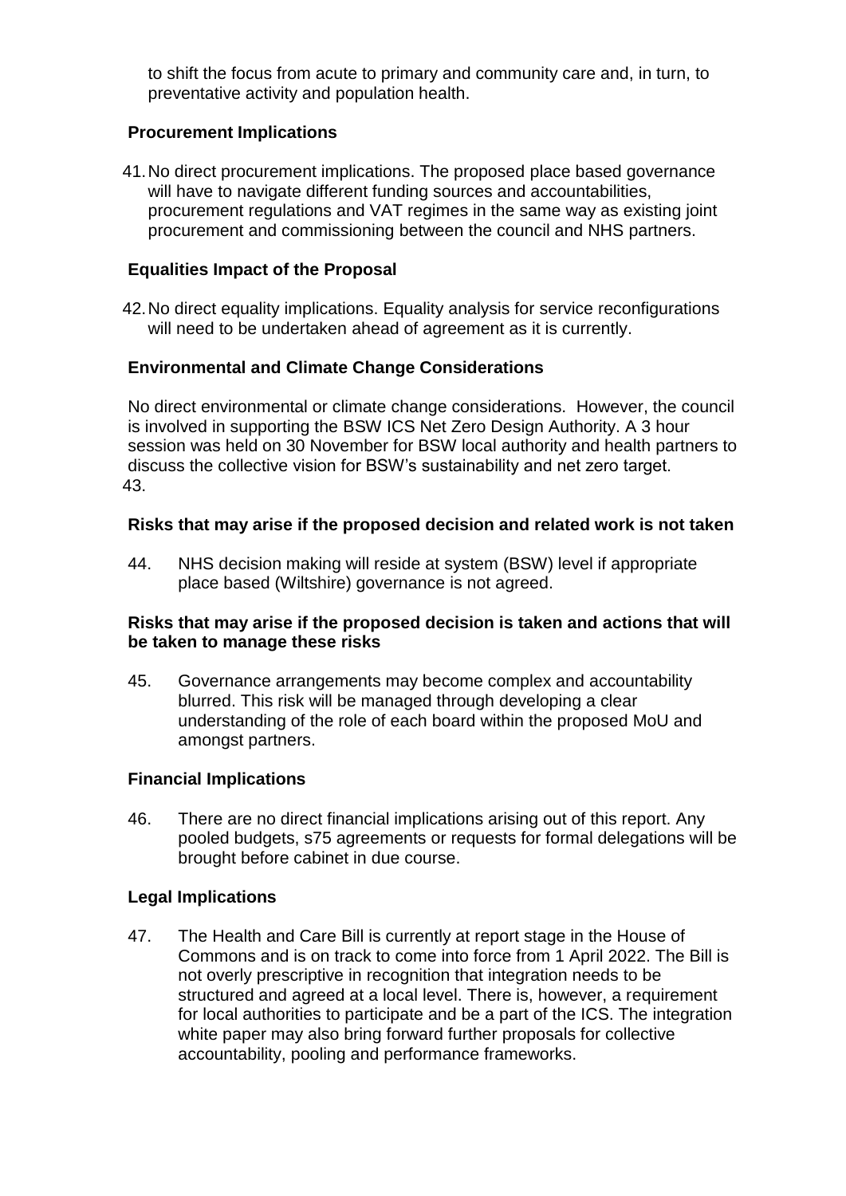to shift the focus from acute to primary and community care and, in turn, to preventative activity and population health.

**Procurement Implications**

41. No direct procurement implications. The proposed place based governance will have to navigate different funding sources and accountabilities, procurement regulations and VAT regimes in the same way as existing joint procurement and commissioning between the council and NHS partners.

**Equalities Impact of the Proposal**

42. No direct equality implications. Equality analysis for service reconfigurations will need to be undertaken ahead of agreement as it is currently.

**Environmental and Climate Change Considerations**

No direct environmental or climate change considerations. However, the council is involved in supporting the BSW ICS Net Zero Design Authority. A 3 hour session was held on 30 November for BSW local authority and health partners to discuss the collective vision for BSW's sustainability and net zero target.

43.

**Risks that may arise if the proposed decision and related work is not taken**

44. NHS decision making will reside at system (BSW) level if appropriate place based (Wiltshire) governance is not agreed.

**Risks that may arise if the proposed decision is taken and actions that will be taken to manage these risks**

45. Governance arrangements may become complex and accountability blurred. This risk will be managed through developing a clear understanding of the role of each board within the proposed MoU and amongst partners.

**Financial Implications**

46. There are no direct financial implications arising out of this report. Any pooled budgets, s75 agreements or requests for formal delegations will be brought before cabinet in due course.

**Legal Implications**

47. The Health and Care Bill is currently at report stage in the House of Commons and is on track to come into force from 1 April 2022. The Bill is not overly prescriptive in recognition that integration needs to be structured and agreed at a local level. There is, however, a requirement for local authorities to participate and be a part of the ICS. The integration white paper may also bring forward further proposals for collective accountability, pooling and performance frameworks.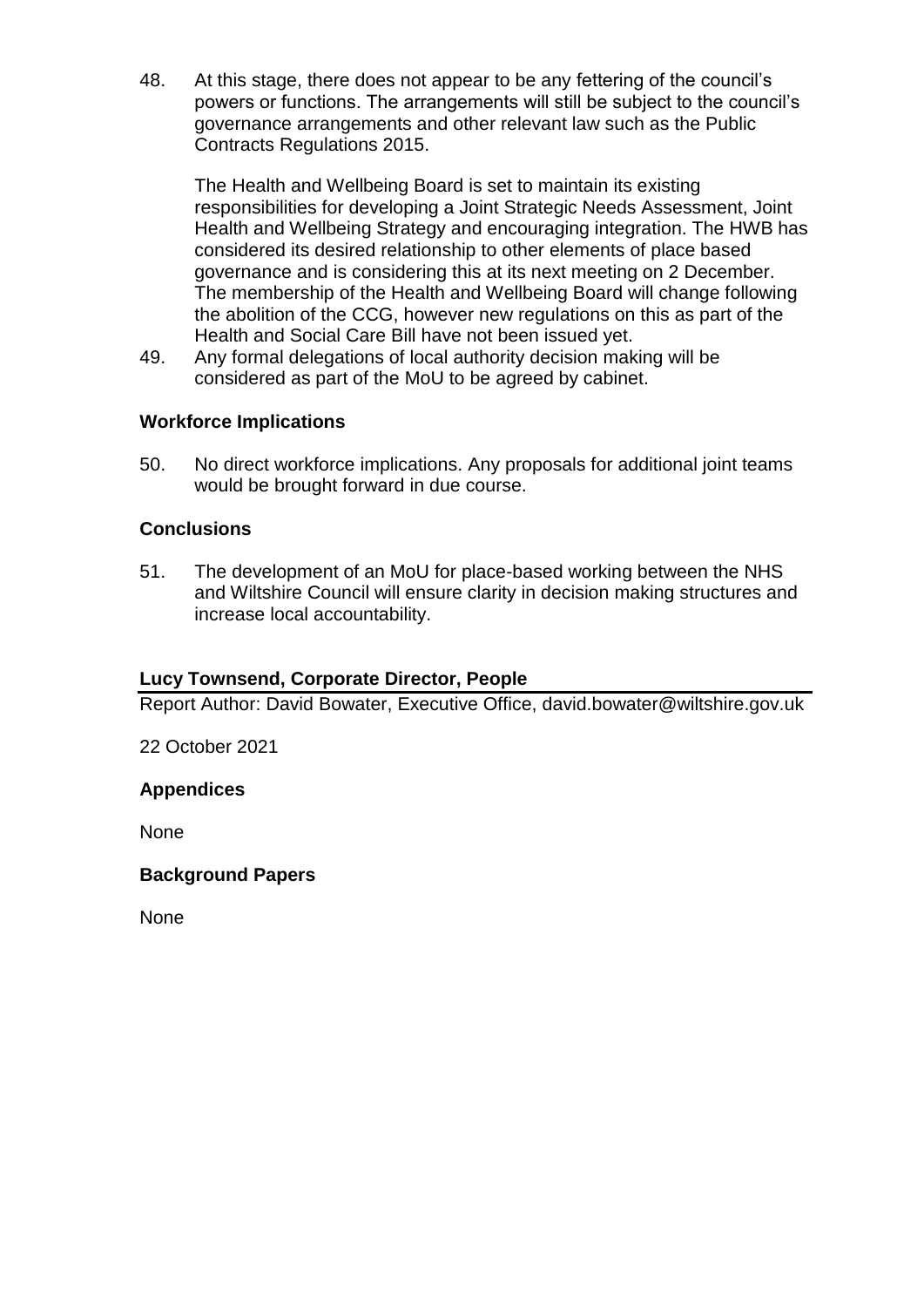48. At this stage, there does not appear to be any fettering of the council's powers or functions. The arrangements will still be subject to the council's governance arrangements and other relevant law such as the Public Contracts Regulations 2015.

    The Health and Wellbeing Board is set to maintain its existing responsibilities for developing a Joint Strategic Needs Assessment, Joint Health and Wellbeing Strategy and encouraging integration. The HWB has considered its desired relationship to other elements of place based governance and is considering this at its next meeting on 2 December. The membership of the Health and Wellbeing Board will change following the abolition of the CCG, however new regulations on this as part of the Health and Social Care Bill have not been issued yet.

49. Any formal delegations of local authority decision making will be considered as part of the MoU to be agreed by cabinet.

## Workforce Implications

50. No direct workforce implications. Any proposals for additional joint teams would be brought forward in due course.

## Conclusions

51. The development of an MoU for place-based working between the NHS and Wiltshire Council will ensure clarity in decision making structures and increase local accountability.

**Lucy Townsend, Corporate Director, People**

Report Author: David Bowater, Executive Office, david.bowater@wiltshire.gov.uk

22 October 2021

## Appendices

None

## Background Papers

None